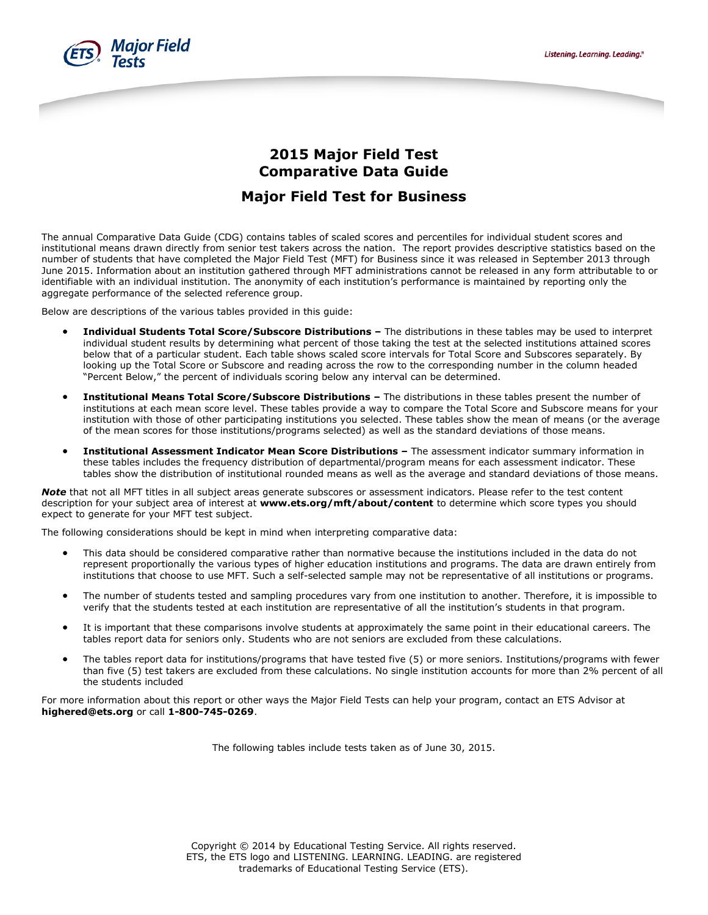# 2015 Major Field Test Comparative Data Guide

## Major Field Test for Business

The annual Comparative Data Guide (CDG) contains tables of scaled scores and percentiles for individual student scores and institutional means drawn directly from senior test takers across the nation. The report provides descriptive statistics based on the number of students that have completed the Major Field Test (MFT) for Business since it was released in September 2013 through June 2015. Information about an institution gathered through MFT administrations cannot be released in any form attributable to or identifiable with an individual institution. The anonymity of each institution's performance is maintained by reporting only the aggregate performance of the selected reference group.

Below are descriptions of the various tables provided in this guide:

- **Individual Students Total Score/Subscore Distributions –** The distributions in these tables may be used to interpret individual student results by determining what percent of those taking the test at the selected institutions attained scores below that of a particular student. Each table shows scaled score intervals for Total Score and Subscores separately. By looking up the Total Score or Subscore and reading across the row to the corresponding number in the column headed "Percent Below," the percent of individuals scoring below any interval can be determined.
- **Institutional Means Total Score/Subscore Distributions –** The distributions in these tables present the number of institutions at each mean score level. These tables provide a way to compare the Total Score and Subscore means for your institution with those of other participating institutions you selected. These tables show the mean of means (or the average of the mean scores for those institutions/programs selected) as well as the standard deviations of those means.
- **Institutional Assessment Indicator Mean Score Distributions –** The assessment indicator summary information in these tables includes the frequency distribution of departmental/program means for each assessment indicator. These tables show the distribution of institutional rounded means as well as the average and standard deviations of those means.

***Note*** that not all MFT titles in all subject areas generate subscores or assessment indicators. Please refer to the test content description for your subject area of interest at **www.ets.org/mft/about/content** to determine which score types you should expect to generate for your MFT test subject.

The following considerations should be kept in mind when interpreting comparative data:

- This data should be considered comparative rather than normative because the institutions included in the data do not represent proportionally the various types of higher education institutions and programs. The data are drawn entirely from institutions that choose to use MFT. Such a self-selected sample may not be representative of all institutions or programs.
- The number of students tested and sampling procedures vary from one institution to another. Therefore, it is impossible to verify that the students tested at each institution are representative of all the institution's students in that program.
- It is important that these comparisons involve students at approximately the same point in their educational careers. The tables report data for seniors only. Students who are not seniors are excluded from these calculations.
- The tables report data for institutions/programs that have tested five (5) or more seniors. Institutions/programs with fewer than five (5) test takers are excluded from these calculations. No single institution accounts for more than 2% percent of all the students included

For more information about this report or other ways the Major Field Tests can help your program, contact an ETS Advisor at **highered@ets.org** or call **1-800-745-0269**.

The following tables include tests taken as of June 30, 2015.

Copyright © 2014 by Educational Testing Service. All rights reserved.
ETS, the ETS logo and LISTENING. LEARNING. LEADING. are registered trademarks of Educational Testing Service (ETS).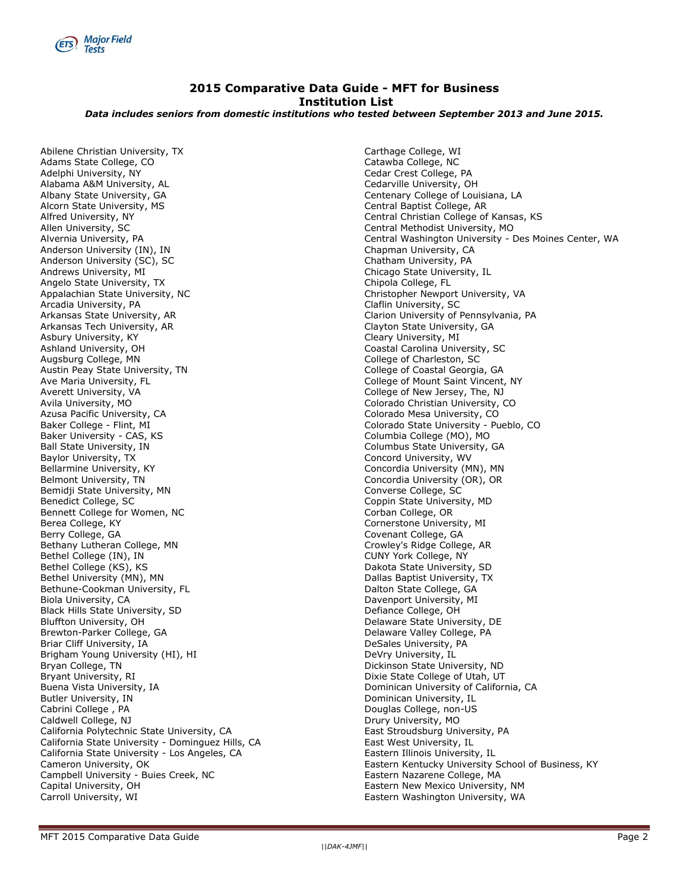## 2015 Comparative Data Guide - MFT for Business
## Institution List

***Data includes seniors from domestic institutions who tested between September 2013 and June 2015.***

Abilene Christian University, TX
Adams State College, CO
Adelphi University, NY
Alabama A&M University, AL
Albany State University, GA
Alcorn State University, MS
Alfred University, NY
Allen University, SC
Alvernia University, PA
Anderson University (IN), IN
Anderson University (SC), SC
Andrews University, MI
Angelo State University, TX
Appalachian State University, NC
Arcadia University, PA
Arkansas State University, AR
Arkansas Tech University, AR
Asbury University, KY
Ashland University, OH
Augsburg College, MN
Austin Peay State University, TN
Ave Maria University, FL
Averett University, VA
Avila University, MO
Azusa Pacific University, CA
Baker College - Flint, MI
Baker University - CAS, KS
Ball State University, IN
Baylor University, TX
Bellarmine University, KY
Belmont University, TN
Bemidji State University, MN
Benedict College, SC
Bennett College for Women, NC
Berea College, KY
Berry College, GA
Bethany Lutheran College, MN
Bethel College (IN), IN
Bethel College (KS), KS
Bethel University (MN), MN
Bethune-Cookman University, FL
Biola University, CA
Black Hills State University, SD
Bluffton University, OH
Brewton-Parker College, GA
Briar Cliff University, IA
Brigham Young University (HI), HI
Bryan College, TN
Bryant University, RI
Buena Vista University, IA
Butler University, IN
Cabrini College , PA
Caldwell College, NJ
California Polytechnic State University, CA
California State University - Dominguez Hills, CA
California State University - Los Angeles, CA
Cameron University, OK
Campbell University - Buies Creek, NC
Capital University, OH
Carroll University, WI
Carthage College, WI
Catawba College, NC
Cedar Crest College, PA
Cedarville University, OH
Centenary College of Louisiana, LA
Central Baptist College, AR
Central Christian College of Kansas, KS
Central Methodist University, MO
Central Washington University - Des Moines Center, WA
Chapman University, CA
Chatham University, PA
Chicago State University, IL
Chipola College, FL
Christopher Newport University, VA
Claflin University, SC
Clarion University of Pennsylvania, PA
Clayton State University, GA
Cleary University, MI
Coastal Carolina University, SC
College of Charleston, SC
College of Coastal Georgia, GA
College of Mount Saint Vincent, NY
College of New Jersey, The, NJ
Colorado Christian University, CO
Colorado Mesa University, CO
Colorado State University - Pueblo, CO
Columbia College (MO), MO
Columbus State University, GA
Concord University, WV
Concordia University (MN), MN
Concordia University (OR), OR
Converse College, SC
Coppin State University, MD
Corban College, OR
Cornerstone University, MI
Covenant College, GA
Crowley's Ridge College, AR
CUNY York College, NY
Dakota State University, SD
Dallas Baptist University, TX
Dalton State College, GA
Davenport University, MI
Defiance College, OH
Delaware State University, DE
Delaware Valley College, PA
DeSales University, PA
DeVry University, IL
Dickinson State University, ND
Dixie State College of Utah, UT
Dominican University of California, CA
Dominican University, IL
Douglas College, non-US
Drury University, MO
East Stroudsburg University, PA
East West University, IL
Eastern Illinois University, IL
Eastern Kentucky University School of Business, KY
Eastern Nazarene College, MA
Eastern New Mexico University, NM
Eastern Washington University, WA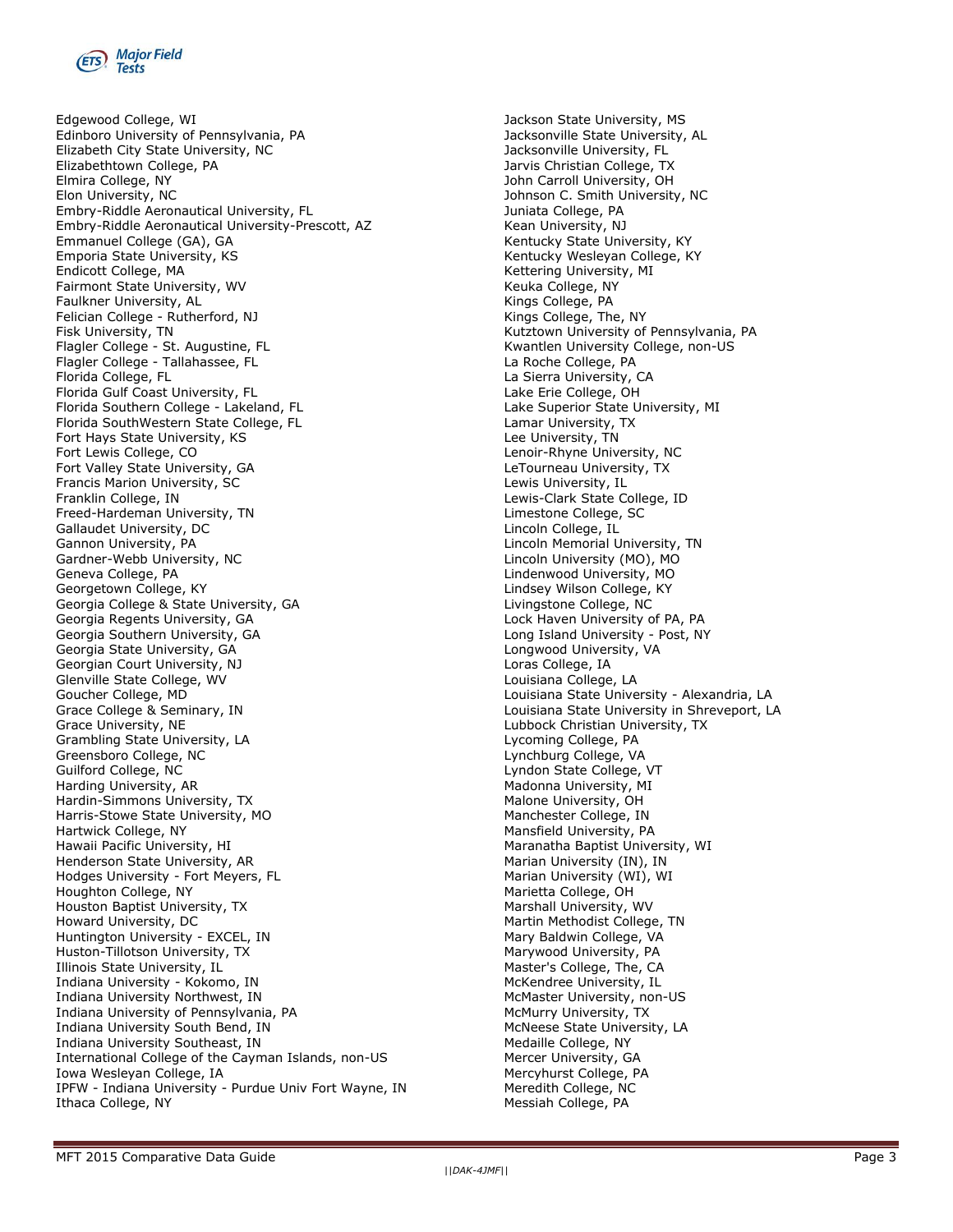Edgewood College, WI
Edinboro University of Pennsylvania, PA
Elizabeth City State University, NC
Elizabethtown College, PA
Elmira College, NY
Elon University, NC
Embry-Riddle Aeronautical University, FL
Embry-Riddle Aeronautical University-Prescott, AZ
Emmanuel College (GA), GA
Emporia State University, KS
Endicott College, MA
Fairmont State University, WV
Faulkner University, AL
Felician College - Rutherford, NJ
Fisk University, TN
Flagler College - St. Augustine, FL
Flagler College - Tallahassee, FL
Florida College, FL
Florida Gulf Coast University, FL
Florida Southern College - Lakeland, FL
Florida SouthWestern State College, FL
Fort Hays State University, KS
Fort Lewis College, CO
Fort Valley State University, GA
Francis Marion University, SC
Franklin College, IN
Freed-Hardeman University, TN
Gallaudet University, DC
Gannon University, PA
Gardner-Webb University, NC
Geneva College, PA
Georgetown College, KY
Georgia College & State University, GA
Georgia Regents University, GA
Georgia Southern University, GA
Georgia State University, GA
Georgian Court University, NJ
Glenville State College, WV
Goucher College, MD
Grace College & Seminary, IN
Grace University, NE
Grambling State University, LA
Greensboro College, NC
Guilford College, NC
Harding University, AR
Hardin-Simmons University, TX
Harris-Stowe State University, MO
Hartwick College, NY
Hawaii Pacific University, HI
Henderson State University, AR
Hodges University - Fort Meyers, FL
Houghton College, NY
Houston Baptist University, TX
Howard University, DC
Huntington University - EXCEL, IN
Huston-Tillotson University, TX
Illinois State University, IL
Indiana University - Kokomo, IN
Indiana University Northwest, IN
Indiana University of Pennsylvania, PA
Indiana University South Bend, IN
Indiana University Southeast, IN
International College of the Cayman Islands, non-US
Iowa Wesleyan College, IA
IPFW - Indiana University - Purdue Univ Fort Wayne, IN
Ithaca College, NY
Jackson State University, MS
Jacksonville State University, AL
Jacksonville University, FL
Jarvis Christian College, TX
John Carroll University, OH
Johnson C. Smith University, NC
Juniata College, PA
Kean University, NJ
Kentucky State University, KY
Kentucky Wesleyan College, KY
Kettering University, MI
Keuka College, NY
Kings College, PA
Kings College, The, NY
Kutztown University of Pennsylvania, PA
Kwantlen University College, non-US
La Roche College, PA
La Sierra University, CA
Lake Erie College, OH
Lake Superior State University, MI
Lamar University, TX
Lee University, TN
Lenoir-Rhyne University, NC
LeTourneau University, TX
Lewis University, IL
Lewis-Clark State College, ID
Limestone College, SC
Lincoln College, IL
Lincoln Memorial University, TN
Lincoln University (MO), MO
Lindenwood University, MO
Lindsey Wilson College, KY
Livingstone College, NC
Lock Haven University of PA, PA
Long Island University - Post, NY
Longwood University, VA
Loras College, IA
Louisiana College, LA
Louisiana State University - Alexandria, LA
Louisiana State University in Shreveport, LA
Lubbock Christian University, TX
Lycoming College, PA
Lynchburg College, VA
Lyndon State College, VT
Madonna University, MI
Malone University, OH
Manchester College, IN
Mansfield University, PA
Maranatha Baptist University, WI
Marian University (IN), IN
Marian University (WI), WI
Marietta College, OH
Marshall University, WV
Martin Methodist College, TN
Mary Baldwin College, VA
Marywood University, PA
Master's College, The, CA
McKendree University, IL
McMaster University, non-US
McMurry University, TX
McNeese State University, LA
Medaille College, NY
Mercer University, GA
Mercyhurst College, PA
Meredith College, NC
Messiah College, PA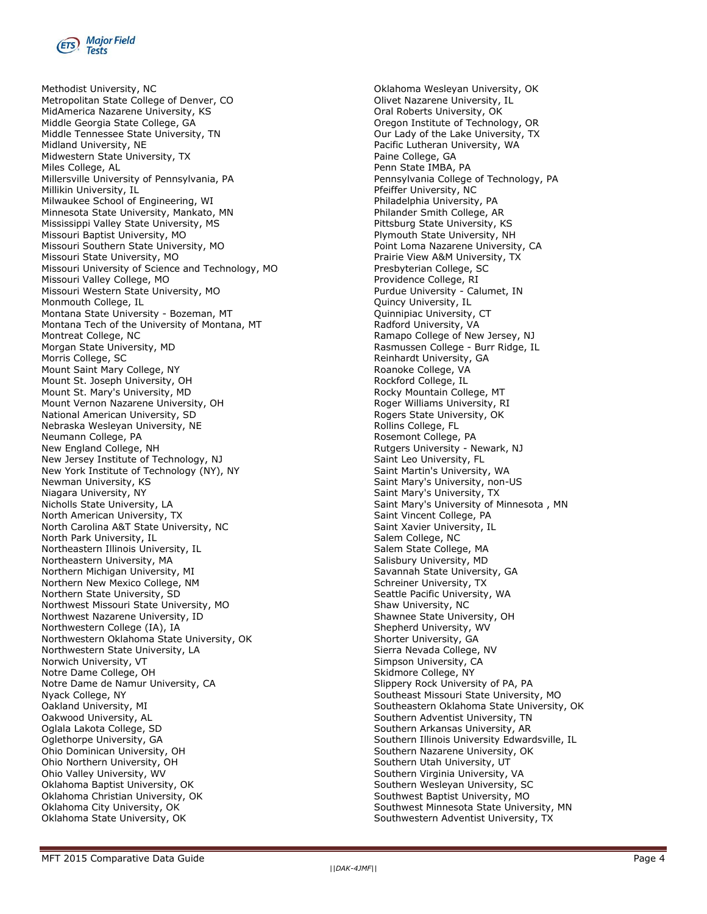Methodist University, NC
Metropolitan State College of Denver, CO
MidAmerica Nazarene University, KS
Middle Georgia State College, GA
Middle Tennessee State University, TN
Midland University, NE
Midwestern State University, TX
Miles College, AL
Millersville University of Pennsylvania, PA
Millikin University, IL
Milwaukee School of Engineering, WI
Minnesota State University, Mankato, MN
Mississippi Valley State University, MS
Missouri Baptist University, MO
Missouri Southern State University, MO
Missouri State University, MO
Missouri University of Science and Technology, MO
Missouri Valley College, MO
Missouri Western State University, MO
Monmouth College, IL
Montana State University - Bozeman, MT
Montana Tech of the University of Montana, MT
Montreat College, NC
Morgan State University, MD
Morris College, SC
Mount Saint Mary College, NY
Mount St. Joseph University, OH
Mount St. Mary's University, MD
Mount Vernon Nazarene University, OH
National American University, SD
Nebraska Wesleyan University, NE
Neumann College, PA
New England College, NH
New Jersey Institute of Technology, NJ
New York Institute of Technology (NY), NY
Newman University, KS
Niagara University, NY
Nicholls State University, LA
North American University, TX
North Carolina A&T State University, NC
North Park University, IL
Northeastern Illinois University, IL
Northeastern University, MA
Northern Michigan University, MI
Northern New Mexico College, NM
Northern State University, SD
Northwest Missouri State University, MO
Northwest Nazarene University, ID
Northwestern College (IA), IA
Northwestern Oklahoma State University, OK
Northwestern State University, LA
Norwich University, VT
Notre Dame College, OH
Notre Dame de Namur University, CA
Nyack College, NY
Oakland University, MI
Oakwood University, AL
Oglala Lakota College, SD
Oglethorpe University, GA
Ohio Dominican University, OH
Ohio Northern University, OH
Ohio Valley University, WV
Oklahoma Baptist University, OK
Oklahoma Christian University, OK
Oklahoma City University, OK
Oklahoma State University, OK
Oklahoma Wesleyan University, OK
Olivet Nazarene University, IL
Oral Roberts University, OK
Oregon Institute of Technology, OR
Our Lady of the Lake University, TX
Pacific Lutheran University, WA
Paine College, GA
Penn State IMBA, PA
Pennsylvania College of Technology, PA
Pfeiffer University, NC
Philadelphia University, PA
Philander Smith College, AR
Pittsburg State University, KS
Plymouth State University, NH
Point Loma Nazarene University, CA
Prairie View A&M University, TX
Presbyterian College, SC
Providence College, RI
Purdue University - Calumet, IN
Quincy University, IL
Quinnipiac University, CT
Radford University, VA
Ramapo College of New Jersey, NJ
Rasmussen College - Burr Ridge, IL
Reinhardt University, GA
Roanoke College, VA
Rockford College, IL
Rocky Mountain College, MT
Roger Williams University, RI
Rogers State University, OK
Rollins College, FL
Rosemont College, PA
Rutgers University - Newark, NJ
Saint Leo University, FL
Saint Martin's University, WA
Saint Mary's University, non-US
Saint Mary's University, TX
Saint Mary's University of Minnesota , MN
Saint Vincent College, PA
Saint Xavier University, IL
Salem College, NC
Salem State College, MA
Salisbury University, MD
Savannah State University, GA
Schreiner University, TX
Seattle Pacific University, WA
Shaw University, NC
Shawnee State University, OH
Shepherd University, WV
Shorter University, GA
Sierra Nevada College, NV
Simpson University, CA
Skidmore College, NY
Slippery Rock University of PA, PA
Southeast Missouri State University, MO
Southeastern Oklahoma State University, OK
Southern Adventist University, TN
Southern Arkansas University, AR
Southern Illinois University Edwardsville, IL
Southern Nazarene University, OK
Southern Utah University, UT
Southern Virginia University, VA
Southern Wesleyan University, SC
Southwest Baptist University, MO
Southwest Minnesota State University, MN
Southwestern Adventist University, TX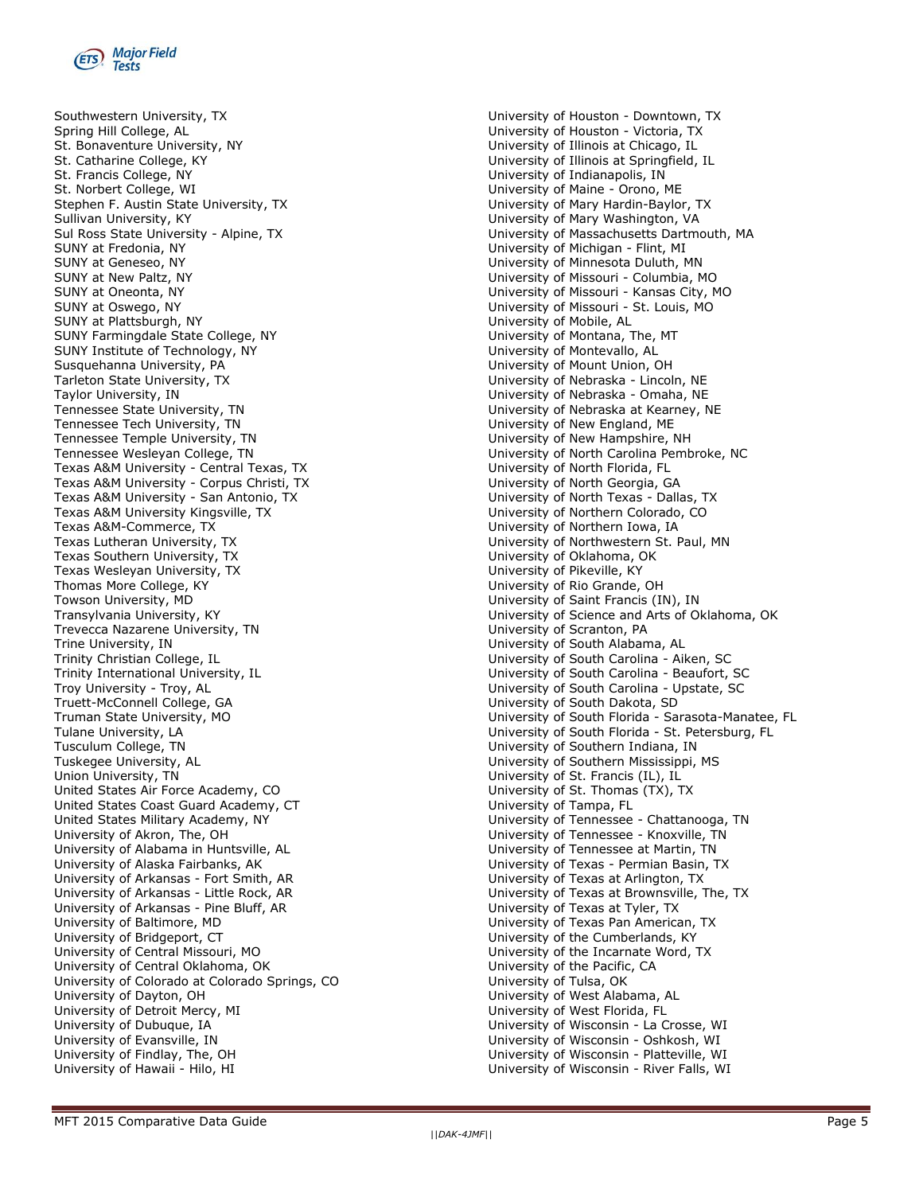Southwestern University, TX
Spring Hill College, AL
St. Bonaventure University, NY
St. Catharine College, KY
St. Francis College, NY
St. Norbert College, WI
Stephen F. Austin State University, TX
Sullivan University, KY
Sul Ross State University - Alpine, TX
SUNY at Fredonia, NY
SUNY at Geneseo, NY
SUNY at New Paltz, NY
SUNY at Oneonta, NY
SUNY at Oswego, NY
SUNY at Plattsburgh, NY
SUNY Farmingdale State College, NY
SUNY Institute of Technology, NY
Susquehanna University, PA
Tarleton State University, TX
Taylor University, IN
Tennessee State University, TN
Tennessee Tech University, TN
Tennessee Temple University, TN
Tennessee Wesleyan College, TN
Texas A&M University - Central Texas, TX
Texas A&M University - Corpus Christi, TX
Texas A&M University - San Antonio, TX
Texas A&M University Kingsville, TX
Texas A&M-Commerce, TX
Texas Lutheran University, TX
Texas Southern University, TX
Texas Wesleyan University, TX
Thomas More College, KY
Towson University, MD
Transylvania University, KY
Trevecca Nazarene University, TN
Trine University, IN
Trinity Christian College, IL
Trinity International University, IL
Troy University - Troy, AL
Truett-McConnell College, GA
Truman State University, MO
Tulane University, LA
Tusculum College, TN
Tuskegee University, AL
Union University, TN
United States Air Force Academy, CO
United States Coast Guard Academy, CT
United States Military Academy, NY
University of Akron, The, OH
University of Alabama in Huntsville, AL
University of Alaska Fairbanks, AK
University of Arkansas - Fort Smith, AR
University of Arkansas - Little Rock, AR
University of Arkansas - Pine Bluff, AR
University of Baltimore, MD
University of Bridgeport, CT
University of Central Missouri, MO
University of Central Oklahoma, OK
University of Colorado at Colorado Springs, CO
University of Dayton, OH
University of Detroit Mercy, MI
University of Dubuque, IA
University of Evansville, IN
University of Findlay, The, OH
University of Hawaii - Hilo, HI
University of Houston - Downtown, TX
University of Houston - Victoria, TX
University of Illinois at Chicago, IL
University of Illinois at Springfield, IL
University of Indianapolis, IN
University of Maine - Orono, ME
University of Mary Hardin-Baylor, TX
University of Mary Washington, VA
University of Massachusetts Dartmouth, MA
University of Michigan - Flint, MI
University of Minnesota Duluth, MN
University of Missouri - Columbia, MO
University of Missouri - Kansas City, MO
University of Missouri - St. Louis, MO
University of Mobile, AL
University of Montana, The, MT
University of Montevallo, AL
University of Mount Union, OH
University of Nebraska - Lincoln, NE
University of Nebraska - Omaha, NE
University of Nebraska at Kearney, NE
University of New England, ME
University of New Hampshire, NH
University of North Carolina Pembroke, NC
University of North Florida, FL
University of North Georgia, GA
University of North Texas - Dallas, TX
University of Northern Colorado, CO
University of Northern Iowa, IA
University of Northwestern St. Paul, MN
University of Oklahoma, OK
University of Pikeville, KY
University of Rio Grande, OH
University of Saint Francis (IN), IN
University of Science and Arts of Oklahoma, OK
University of Scranton, PA
University of South Alabama, AL
University of South Carolina - Aiken, SC
University of South Carolina - Beaufort, SC
University of South Carolina - Upstate, SC
University of South Dakota, SD
University of South Florida - Sarasota-Manatee, FL
University of South Florida - St. Petersburg, FL
University of Southern Indiana, IN
University of Southern Mississippi, MS
University of St. Francis (IL), IL
University of St. Thomas (TX), TX
University of Tampa, FL
University of Tennessee - Chattanooga, TN
University of Tennessee - Knoxville, TN
University of Tennessee at Martin, TN
University of Texas - Permian Basin, TX
University of Texas at Arlington, TX
University of Texas at Brownsville, The, TX
University of Texas at Tyler, TX
University of Texas Pan American, TX
University of the Cumberlands, KY
University of the Incarnate Word, TX
University of the Pacific, CA
University of Tulsa, OK
University of West Alabama, AL
University of West Florida, FL
University of Wisconsin - La Crosse, WI
University of Wisconsin - Oshkosh, WI
University of Wisconsin - Platteville, WI
University of Wisconsin - River Falls, WI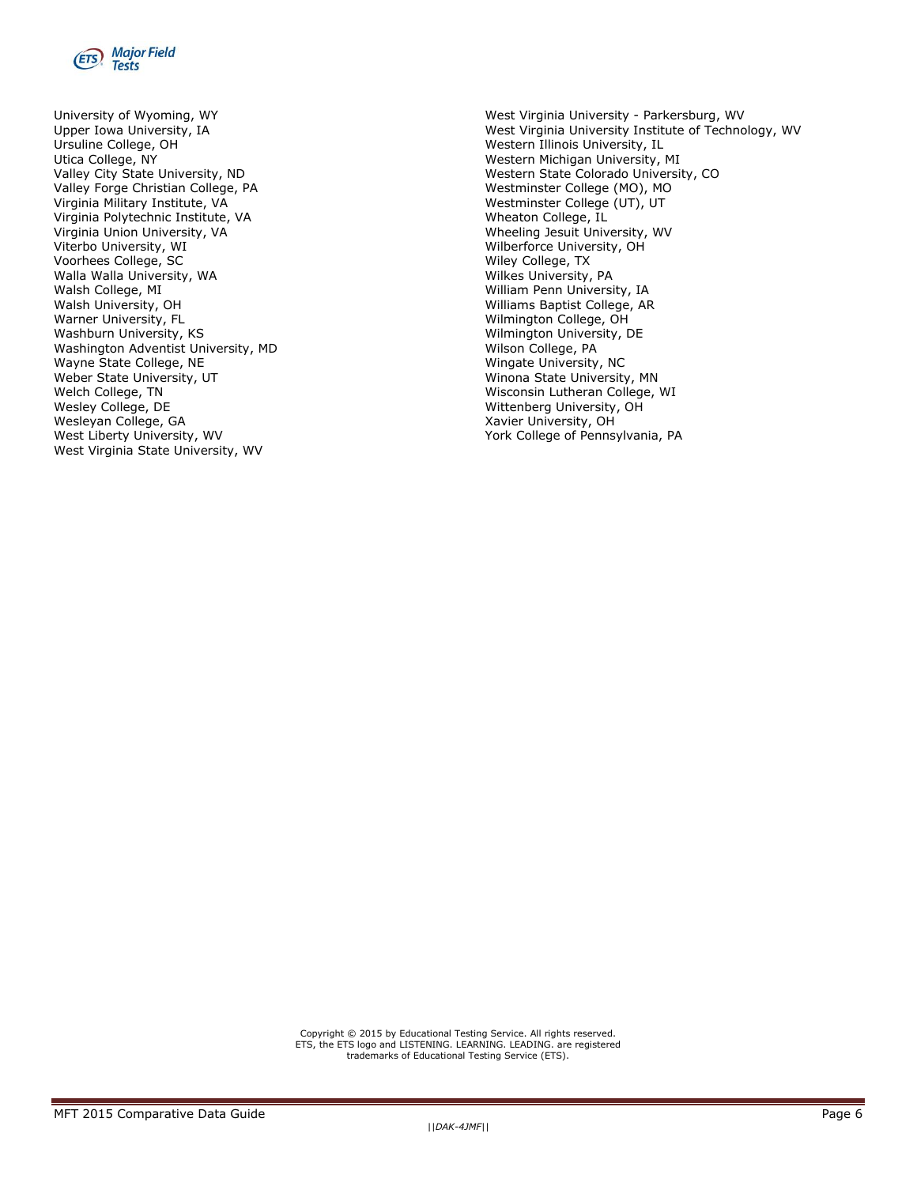University of Wyoming, WY
Upper Iowa University, IA
Ursuline College, OH
Utica College, NY
Valley City State University, ND
Valley Forge Christian College, PA
Virginia Military Institute, VA
Virginia Polytechnic Institute, VA
Virginia Union University, VA
Viterbo University, WI
Voorhees College, SC
Walla Walla University, WA
Walsh College, MI
Walsh University, OH
Warner University, FL
Washburn University, KS
Washington Adventist University, MD
Wayne State College, NE
Weber State University, UT
Welch College, TN
Wesley College, DE
Wesleyan College, GA
West Liberty University, WV
West Virginia State University, WV
West Virginia University - Parkersburg, WV
West Virginia University Institute of Technology, WV
Western Illinois University, IL
Western Michigan University, MI
Western State Colorado University, CO
Westminster College (MO), MO
Westminster College (UT), UT
Wheaton College, IL
Wheeling Jesuit University, WV
Wilberforce University, OH
Wiley College, TX
Wilkes University, PA
William Penn University, IA
Williams Baptist College, AR
Wilmington College, OH
Wilmington University, DE
Wilson College, PA
Wingate University, NC
Winona State University, MN
Wisconsin Lutheran College, WI
Wittenberg University, OH
Xavier University, OH
York College of Pennsylvania, PA

Copyright © 2015 by Educational Testing Service. All rights reserved.
ETS, the ETS logo and LISTENING. LEARNING. LEADING. are registered trademarks of Educational Testing Service (ETS).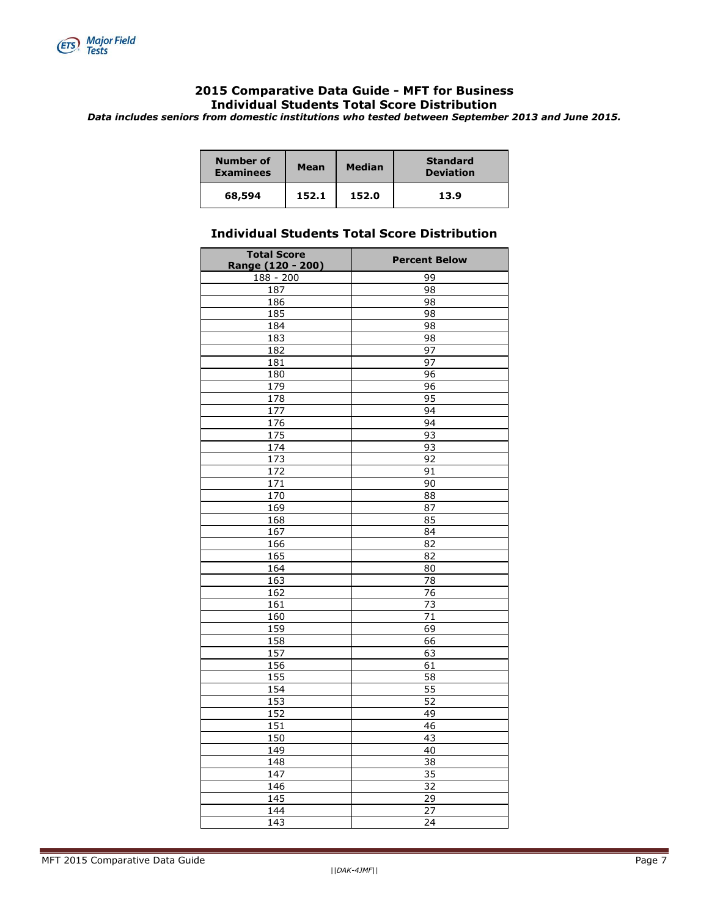## 2015 Comparative Data Guide - MFT for Business
## Individual Students Total Score Distribution

***Data includes seniors from domestic institutions who tested between September 2013 and June 2015.***

| Number of Examinees | Mean | Median | Standard Deviation |
|---|---|---|---|
| 68,594 | 152.1 | 152.0 | 13.9 |

### Individual Students Total Score Distribution

| Total Score Range (120 - 200) | Percent Below |
|---|---|
| 188 - 200 | 99 |
| 187 | 98 |
| 186 | 98 |
| 185 | 98 |
| 184 | 98 |
| 183 | 98 |
| 182 | 97 |
| 181 | 97 |
| 180 | 96 |
| 179 | 96 |
| 178 | 95 |
| 177 | 94 |
| 176 | 94 |
| 175 | 93 |
| 174 | 93 |
| 173 | 92 |
| 172 | 91 |
| 171 | 90 |
| 170 | 88 |
| 169 | 87 |
| 168 | 85 |
| 167 | 84 |
| 166 | 82 |
| 165 | 82 |
| 164 | 80 |
| 163 | 78 |
| 162 | 76 |
| 161 | 73 |
| 160 | 71 |
| 159 | 69 |
| 158 | 66 |
| 157 | 63 |
| 156 | 61 |
| 155 | 58 |
| 154 | 55 |
| 153 | 52 |
| 152 | 49 |
| 151 | 46 |
| 150 | 43 |
| 149 | 40 |
| 148 | 38 |
| 147 | 35 |
| 146 | 32 |
| 145 | 29 |
| 144 | 27 |
| 143 | 24 |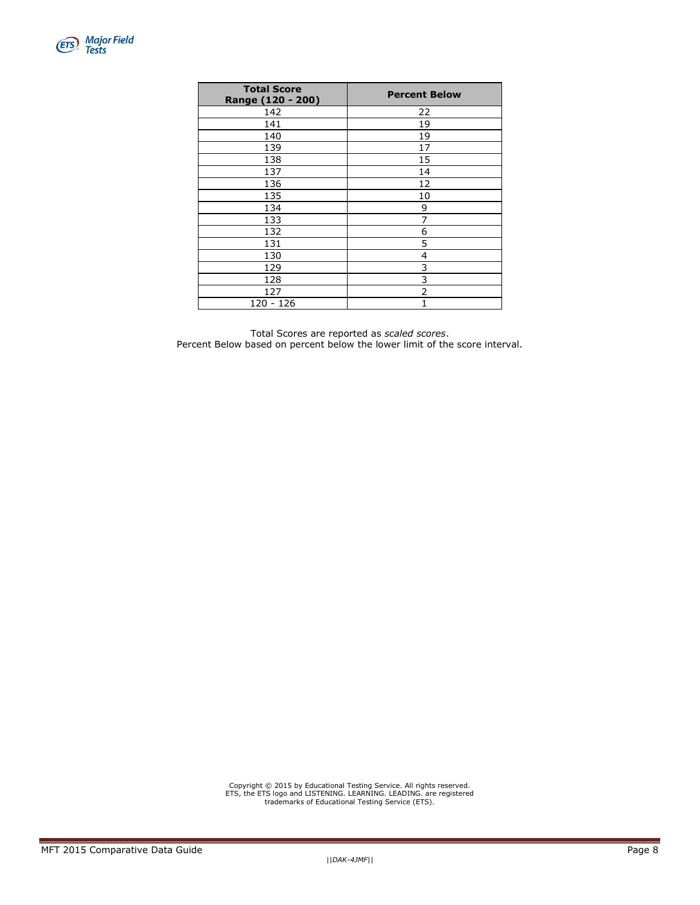| Total Score Range (120 - 200) | Percent Below |
|---|---|
| 142 | 22 |
| 141 | 19 |
| 140 | 19 |
| 139 | 17 |
| 138 | 15 |
| 137 | 14 |
| 136 | 12 |
| 135 | 10 |
| 134 | 9 |
| 133 | 7 |
| 132 | 6 |
| 131 | 5 |
| 130 | 4 |
| 129 | 3 |
| 128 | 3 |
| 127 | 2 |
| 120 - 126 | 1 |

Total Scores are reported as *scaled scores*.
Percent Below based on percent below the lower limit of the score interval.

Copyright © 2015 by Educational Testing Service. All rights reserved.
ETS, the ETS logo and LISTENING. LEARNING. LEADING. are registered trademarks of Educational Testing Service (ETS).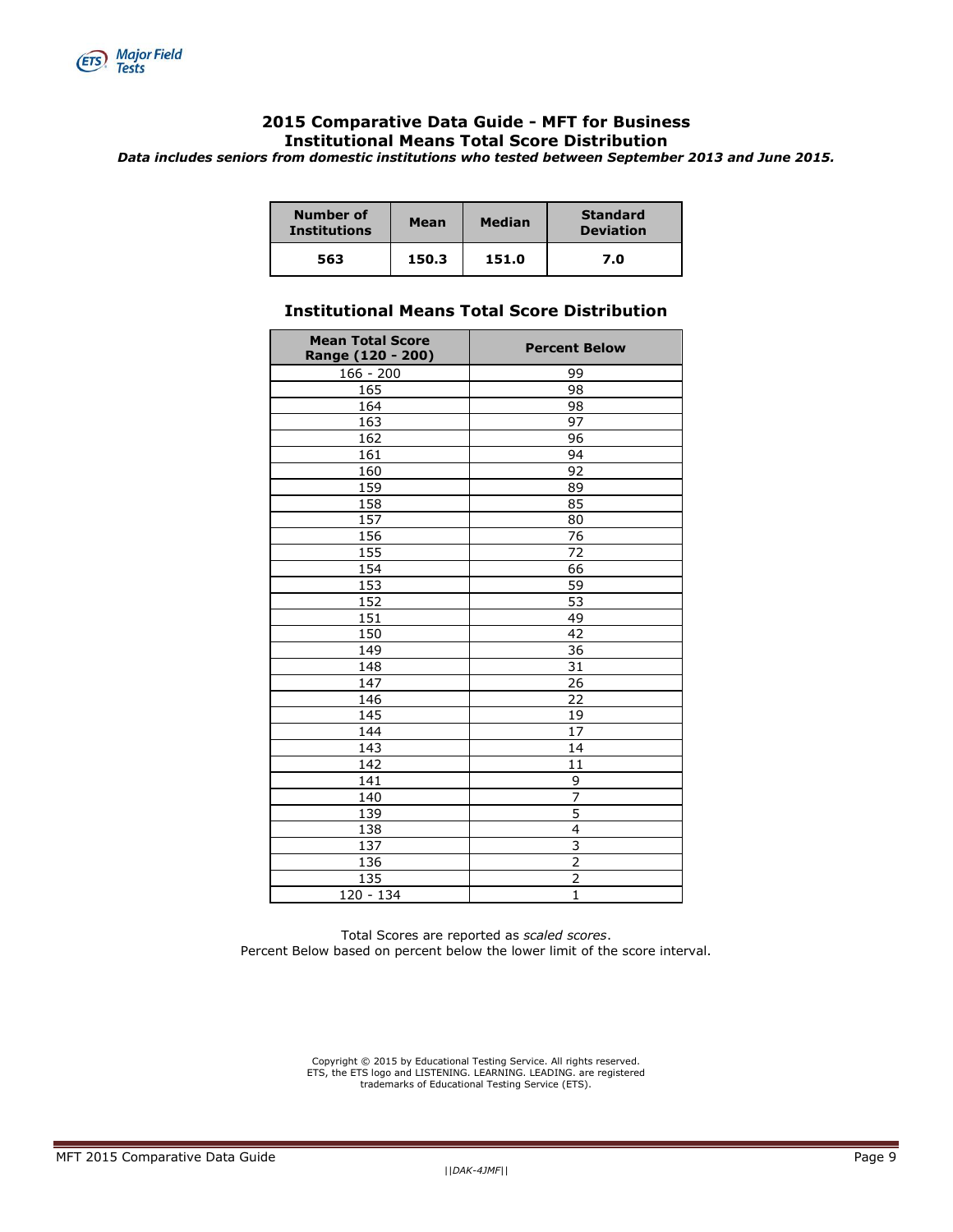## 2015 Comparative Data Guide - MFT for Business
## Institutional Means Total Score Distribution

***Data includes seniors from domestic institutions who tested between September 2013 and June 2015.***

| Number of Institutions | Mean | Median | Standard Deviation |
|---|---|---|---|
| **563** | **150.3** | **151.0** | **7.0** |

### Institutional Means Total Score Distribution

| Mean Total Score Range (120 - 200) | Percent Below |
|---|---|
| 166 - 200 | 99 |
| 165 | 98 |
| 164 | 98 |
| 163 | 97 |
| 162 | 96 |
| 161 | 94 |
| 160 | 92 |
| 159 | 89 |
| 158 | 85 |
| 157 | 80 |
| 156 | 76 |
| 155 | 72 |
| 154 | 66 |
| 153 | 59 |
| 152 | 53 |
| 151 | 49 |
| 150 | 42 |
| 149 | 36 |
| 148 | 31 |
| 147 | 26 |
| 146 | 22 |
| 145 | 19 |
| 144 | 17 |
| 143 | 14 |
| 142 | 11 |
| 141 | 9 |
| 140 | 7 |
| 139 | 5 |
| 138 | 4 |
| 137 | 3 |
| 136 | 2 |
| 135 | 2 |
| 120 - 134 | 1 |

Total Scores are reported as *scaled scores*.
Percent Below based on percent below the lower limit of the score interval.

Copyright © 2015 by Educational Testing Service. All rights reserved.
ETS, the ETS logo and LISTENING. LEARNING. LEADING. are registered trademarks of Educational Testing Service (ETS).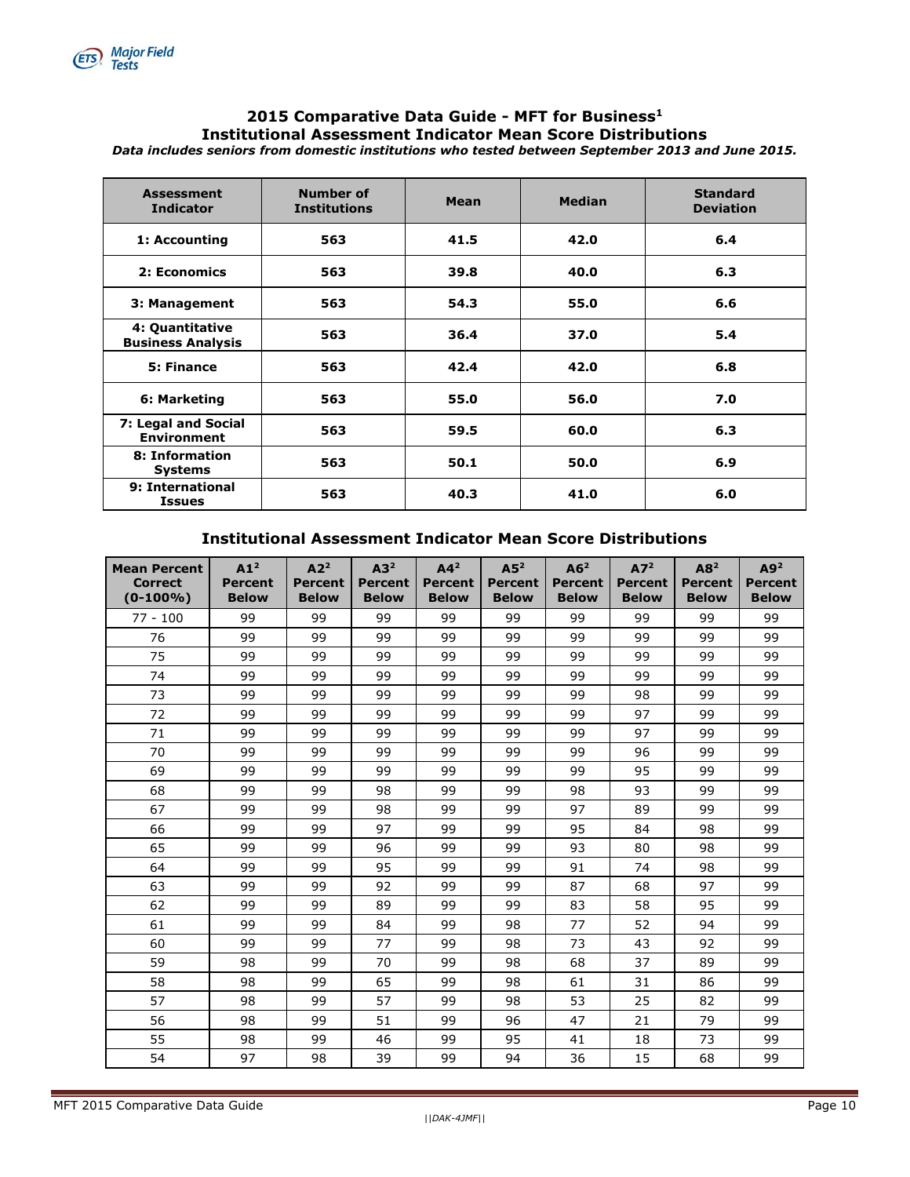## 2015 Comparative Data Guide - MFT for Business[1]

## Institutional Assessment Indicator Mean Score Distributions

***Data includes seniors from domestic institutions who tested between September 2013 and June 2015.***

| Assessment Indicator | Number of Institutions | Mean | Median | Standard Deviation |
|---|---|---|---|---|
| 1: Accounting | 563 | 41.5 | 42.0 | 6.4 |
| 2: Economics | 563 | 39.8 | 40.0 | 6.3 |
| 3: Management | 563 | 54.3 | 55.0 | 6.6 |
| 4: Quantitative Business Analysis | 563 | 36.4 | 37.0 | 5.4 |
| 5: Finance | 563 | 42.4 | 42.0 | 6.8 |
| 6: Marketing | 563 | 55.0 | 56.0 | 7.0 |
| 7: Legal and Social Environment | 563 | 59.5 | 60.0 | 6.3 |
| 8: Information Systems | 563 | 50.1 | 50.0 | 6.9 |
| 9: International Issues | 563 | 40.3 | 41.0 | 6.0 |

### Institutional Assessment Indicator Mean Score Distributions

| Mean Percent Correct (0-100%) | A1[2] Percent Below | A2[2] Percent Below | A3[2] Percent Below | A4[2] Percent Below | A5[2] Percent Below | A6[2] Percent Below | A7[2] Percent Below | A8[2] Percent Below | A9[2] Percent Below |
|---|---|---|---|---|---|---|---|---|---|
| 77 - 100 | 99 | 99 | 99 | 99 | 99 | 99 | 99 | 99 | 99 |
| 76 | 99 | 99 | 99 | 99 | 99 | 99 | 99 | 99 | 99 |
| 75 | 99 | 99 | 99 | 99 | 99 | 99 | 99 | 99 | 99 |
| 74 | 99 | 99 | 99 | 99 | 99 | 99 | 99 | 99 | 99 |
| 73 | 99 | 99 | 99 | 99 | 99 | 99 | 98 | 99 | 99 |
| 72 | 99 | 99 | 99 | 99 | 99 | 99 | 97 | 99 | 99 |
| 71 | 99 | 99 | 99 | 99 | 99 | 99 | 97 | 99 | 99 |
| 70 | 99 | 99 | 99 | 99 | 99 | 99 | 96 | 99 | 99 |
| 69 | 99 | 99 | 99 | 99 | 99 | 99 | 95 | 99 | 99 |
| 68 | 99 | 99 | 98 | 99 | 99 | 98 | 93 | 99 | 99 |
| 67 | 99 | 99 | 98 | 99 | 99 | 97 | 89 | 99 | 99 |
| 66 | 99 | 99 | 97 | 99 | 99 | 95 | 84 | 98 | 99 |
| 65 | 99 | 99 | 96 | 99 | 99 | 93 | 80 | 98 | 99 |
| 64 | 99 | 99 | 95 | 99 | 99 | 91 | 74 | 98 | 99 |
| 63 | 99 | 99 | 92 | 99 | 99 | 87 | 68 | 97 | 99 |
| 62 | 99 | 99 | 89 | 99 | 99 | 83 | 58 | 95 | 99 |
| 61 | 99 | 99 | 84 | 99 | 98 | 77 | 52 | 94 | 99 |
| 60 | 99 | 99 | 77 | 99 | 98 | 73 | 43 | 92 | 99 |
| 59 | 98 | 99 | 70 | 99 | 98 | 68 | 37 | 89 | 99 |
| 58 | 98 | 99 | 65 | 99 | 98 | 61 | 31 | 86 | 99 |
| 57 | 98 | 99 | 57 | 99 | 98 | 53 | 25 | 82 | 99 |
| 56 | 98 | 99 | 51 | 99 | 96 | 47 | 21 | 79 | 99 |
| 55 | 98 | 99 | 46 | 99 | 95 | 41 | 18 | 73 | 99 |
| 54 | 97 | 98 | 39 | 99 | 94 | 36 | 15 | 68 | 99 |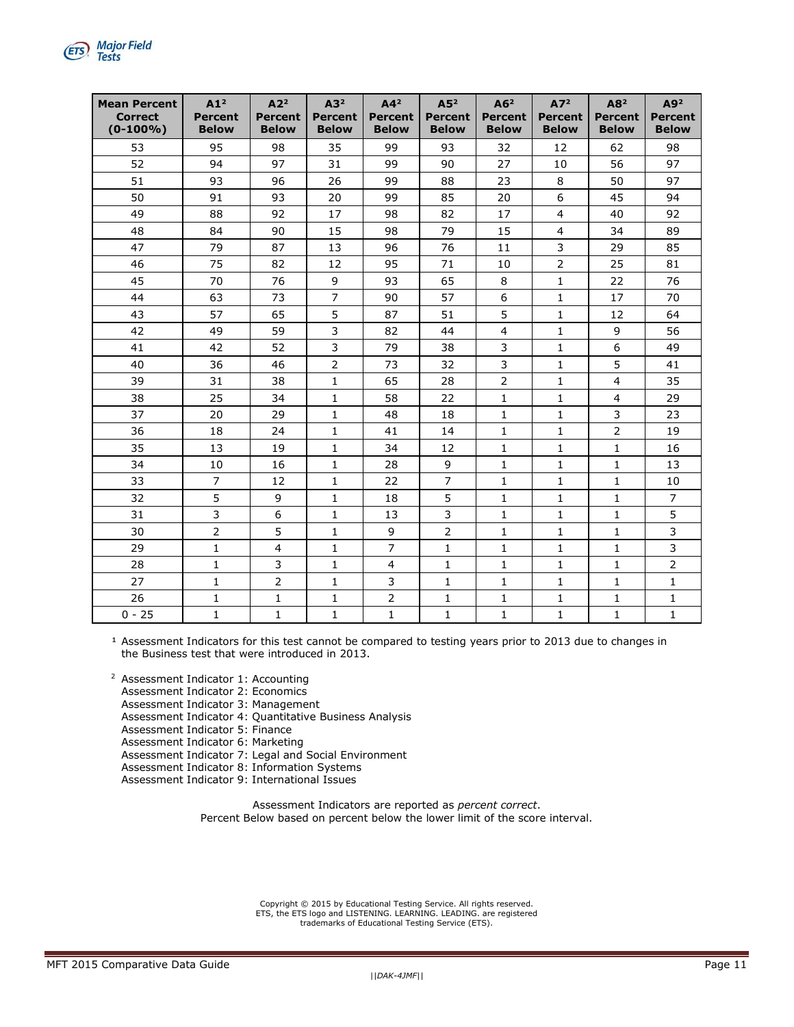| Mean Percent Correct (0-100%) | A1[2] Percent Below | A2[2] Percent Below | A3[2] Percent Below | A4[2] Percent Below | A5[2] Percent Below | A6[2] Percent Below | A7[2] Percent Below | A8[2] Percent Below | A9[2] Percent Below |
|---|---|---|---|---|---|---|---|---|---|
| 53 | 95 | 98 | 35 | 99 | 93 | 32 | 12 | 62 | 98 |
| 52 | 94 | 97 | 31 | 99 | 90 | 27 | 10 | 56 | 97 |
| 51 | 93 | 96 | 26 | 99 | 88 | 23 | 8 | 50 | 97 |
| 50 | 91 | 93 | 20 | 99 | 85 | 20 | 6 | 45 | 94 |
| 49 | 88 | 92 | 17 | 98 | 82 | 17 | 4 | 40 | 92 |
| 48 | 84 | 90 | 15 | 98 | 79 | 15 | 4 | 34 | 89 |
| 47 | 79 | 87 | 13 | 96 | 76 | 11 | 3 | 29 | 85 |
| 46 | 75 | 82 | 12 | 95 | 71 | 10 | 2 | 25 | 81 |
| 45 | 70 | 76 | 9 | 93 | 65 | 8 | 1 | 22 | 76 |
| 44 | 63 | 73 | 7 | 90 | 57 | 6 | 1 | 17 | 70 |
| 43 | 57 | 65 | 5 | 87 | 51 | 5 | 1 | 12 | 64 |
| 42 | 49 | 59 | 3 | 82 | 44 | 4 | 1 | 9 | 56 |
| 41 | 42 | 52 | 3 | 79 | 38 | 3 | 1 | 6 | 49 |
| 40 | 36 | 46 | 2 | 73 | 32 | 3 | 1 | 5 | 41 |
| 39 | 31 | 38 | 1 | 65 | 28 | 2 | 1 | 4 | 35 |
| 38 | 25 | 34 | 1 | 58 | 22 | 1 | 1 | 4 | 29 |
| 37 | 20 | 29 | 1 | 48 | 18 | 1 | 1 | 3 | 23 |
| 36 | 18 | 24 | 1 | 41 | 14 | 1 | 1 | 2 | 19 |
| 35 | 13 | 19 | 1 | 34 | 12 | 1 | 1 | 1 | 16 |
| 34 | 10 | 16 | 1 | 28 | 9 | 1 | 1 | 1 | 13 |
| 33 | 7 | 12 | 1 | 22 | 7 | 1 | 1 | 1 | 10 |
| 32 | 5 | 9 | 1 | 18 | 5 | 1 | 1 | 1 | 7 |
| 31 | 3 | 6 | 1 | 13 | 3 | 1 | 1 | 1 | 5 |
| 30 | 2 | 5 | 1 | 9 | 2 | 1 | 1 | 1 | 3 |
| 29 | 1 | 4 | 1 | 7 | 1 | 1 | 1 | 1 | 3 |
| 28 | 1 | 3 | 1 | 4 | 1 | 1 | 1 | 1 | 2 |
| 27 | 1 | 2 | 1 | 3 | 1 | 1 | 1 | 1 | 1 |
| 26 | 1 | 1 | 1 | 2 | 1 | 1 | 1 | 1 | 1 |
| 0 - 25 | 1 | 1 | 1 | 1 | 1 | 1 | 1 | 1 | 1 |

[1] Assessment Indicators for this test cannot be compared to testing years prior to 2013 due to changes in the Business test that were introduced in 2013.

[2] Assessment Indicator 1: Accounting
Assessment Indicator 2: Economics
Assessment Indicator 3: Management
Assessment Indicator 4: Quantitative Business Analysis
Assessment Indicator 5: Finance
Assessment Indicator 6: Marketing
Assessment Indicator 7: Legal and Social Environment
Assessment Indicator 8: Information Systems
Assessment Indicator 9: International Issues

Assessment Indicators are reported as *percent correct*.
Percent Below based on percent below the lower limit of the score interval.

Copyright © 2015 by Educational Testing Service. All rights reserved.
ETS, the ETS logo and LISTENING. LEARNING. LEADING. are registered trademarks of Educational Testing Service (ETS).